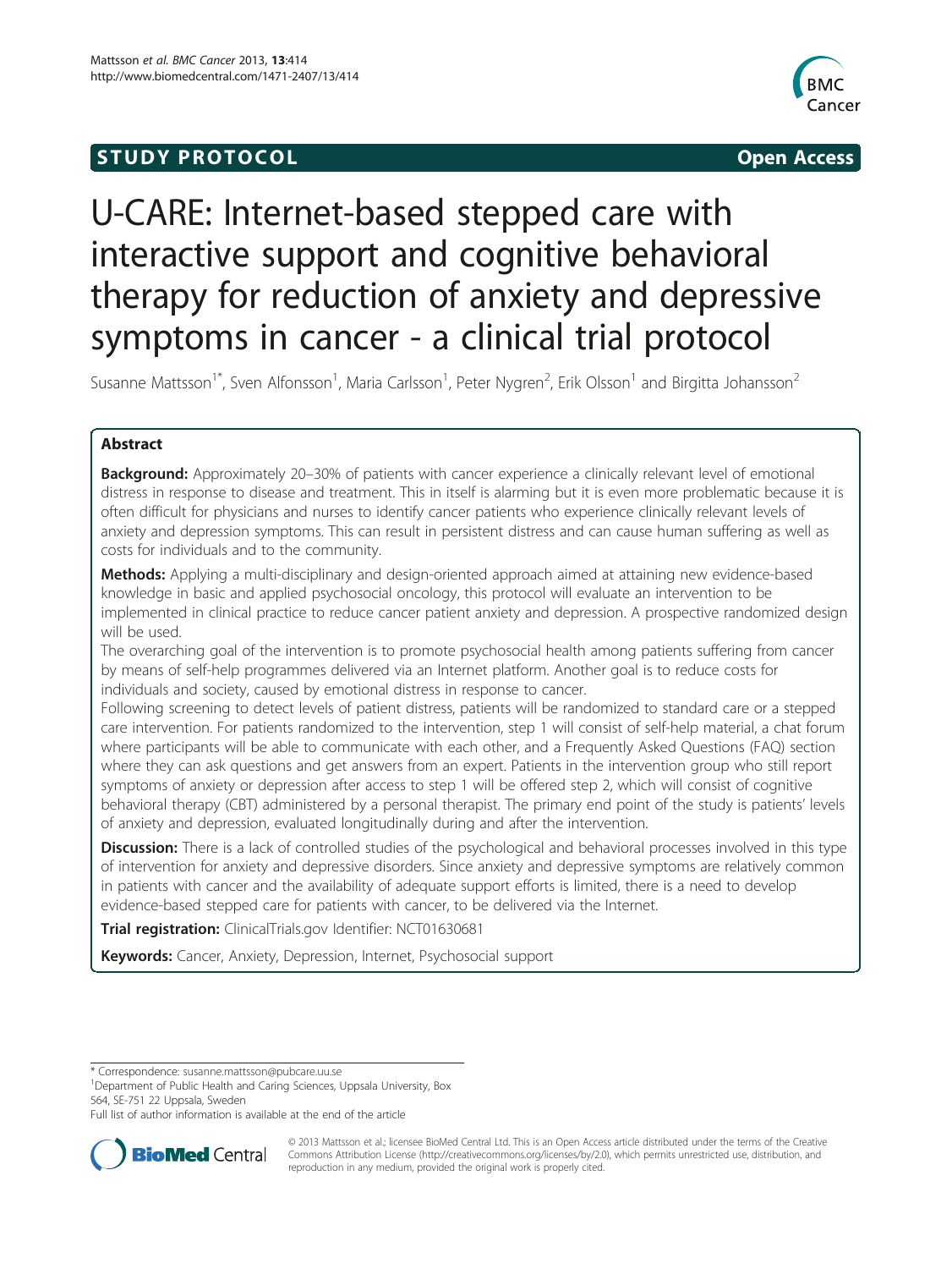**STUDY PROTOCOL** **Open Access**

# U-CARE: Internet-based stepped care with interactive support and cognitive behavioral therapy for reduction of anxiety and depressive symptoms in cancer - a clinical trial protocol

Susanne Mattsson[1*], Sven Alfonsson[1], Maria Carlsson[1], Peter Nygren[2], Erik Olsson[1] and Birgitta Johansson[2]

## Abstract

**Background:** Approximately 20–30% of patients with cancer experience a clinically relevant level of emotional distress in response to disease and treatment. This in itself is alarming but it is even more problematic because it is often difficult for physicians and nurses to identify cancer patients who experience clinically relevant levels of anxiety and depression symptoms. This can result in persistent distress and can cause human suffering as well as costs for individuals and to the community.

**Methods:** Applying a multi-disciplinary and design-oriented approach aimed at attaining new evidence-based knowledge in basic and applied psychosocial oncology, this protocol will evaluate an intervention to be implemented in clinical practice to reduce cancer patient anxiety and depression. A prospective randomized design will be used.

The overarching goal of the intervention is to promote psychosocial health among patients suffering from cancer by means of self-help programmes delivered via an Internet platform. Another goal is to reduce costs for individuals and society, caused by emotional distress in response to cancer.

Following screening to detect levels of patient distress, patients will be randomized to standard care or a stepped care intervention. For patients randomized to the intervention, step 1 will consist of self-help material, a chat forum where participants will be able to communicate with each other, and a Frequently Asked Questions (FAQ) section where they can ask questions and get answers from an expert. Patients in the intervention group who still report symptoms of anxiety or depression after access to step 1 will be offered step 2, which will consist of cognitive behavioral therapy (CBT) administered by a personal therapist. The primary end point of the study is patients' levels of anxiety and depression, evaluated longitudinally during and after the intervention.

**Discussion:** There is a lack of controlled studies of the psychological and behavioral processes involved in this type of intervention for anxiety and depressive disorders. Since anxiety and depressive symptoms are relatively common in patients with cancer and the availability of adequate support efforts is limited, there is a need to develop evidence-based stepped care for patients with cancer, to be delivered via the Internet.

**Trial registration:** ClinicalTrials.gov Identifier: NCT01630681

**Keywords:** Cancer, Anxiety, Depression, Internet, Psychosocial support

---

\* Correspondence: susanne.mattsson@pubcare.uu.se

[1]Department of Public Health and Caring Sciences, Uppsala University, Box 564, SE-751 22 Uppsala, Sweden

Full list of author information is available at the end of the article

© 2013 Mattsson et al.; licensee BioMed Central Ltd. This is an Open Access article distributed under the terms of the Creative Commons Attribution License (http://creativecommons.org/licenses/by/2.0), which permits unrestricted use, distribution, and reproduction in any medium, provided the original work is properly cited.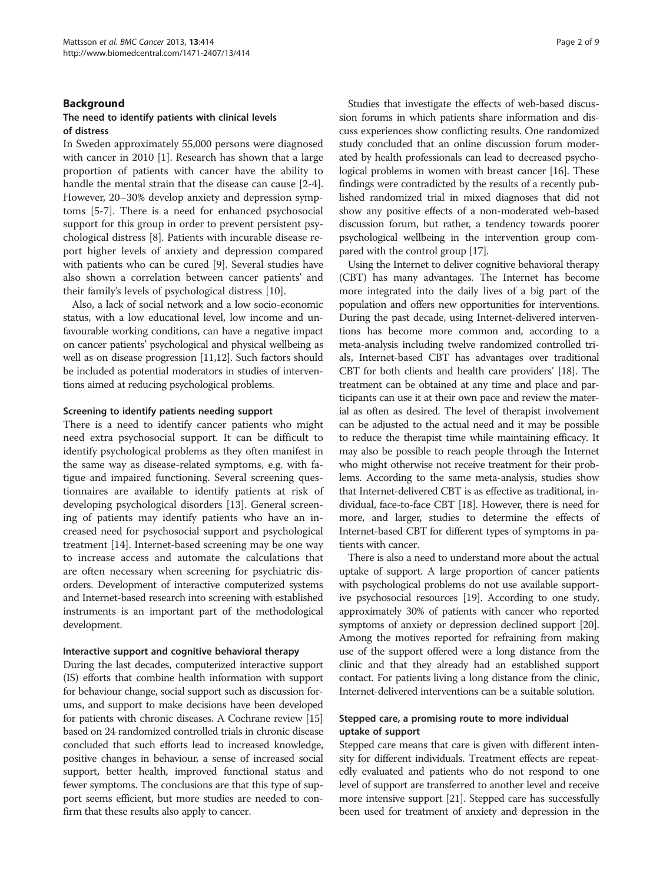## Background

### The need to identify patients with clinical levels of distress

In Sweden approximately 55,000 persons were diagnosed with cancer in 2010 [1]. Research has shown that a large proportion of patients with cancer have the ability to handle the mental strain that the disease can cause [2-4]. However, 20–30% develop anxiety and depression symptoms [5-7]. There is a need for enhanced psychosocial support for this group in order to prevent persistent psychological distress [8]. Patients with incurable disease report higher levels of anxiety and depression compared with patients who can be cured [9]. Several studies have also shown a correlation between cancer patients' and their family's levels of psychological distress [10].

Also, a lack of social network and a low socio-economic status, with a low educational level, low income and unfavourable working conditions, can have a negative impact on cancer patients' psychological and physical wellbeing as well as on disease progression [11,12]. Such factors should be included as potential moderators in studies of interventions aimed at reducing psychological problems.

#### Screening to identify patients needing support

There is a need to identify cancer patients who might need extra psychosocial support. It can be difficult to identify psychological problems as they often manifest in the same way as disease-related symptoms, e.g. with fatigue and impaired functioning. Several screening questionnaires are available to identify patients at risk of developing psychological disorders [13]. General screening of patients may identify patients who have an increased need for psychosocial support and psychological treatment [14]. Internet-based screening may be one way to increase access and automate the calculations that are often necessary when screening for psychiatric disorders. Development of interactive computerized systems and Internet-based research into screening with established instruments is an important part of the methodological development.

#### Interactive support and cognitive behavioral therapy

During the last decades, computerized interactive support (IS) efforts that combine health information with support for behaviour change, social support such as discussion forums, and support to make decisions have been developed for patients with chronic diseases. A Cochrane review [15] based on 24 randomized controlled trials in chronic disease concluded that such efforts lead to increased knowledge, positive changes in behaviour, a sense of increased social support, better health, improved functional status and fewer symptoms. The conclusions are that this type of support seems efficient, but more studies are needed to confirm that these results also apply to cancer.

Studies that investigate the effects of web-based discussion forums in which patients share information and discuss experiences show conflicting results. One randomized study concluded that an online discussion forum moderated by health professionals can lead to decreased psychological problems in women with breast cancer [16]. These findings were contradicted by the results of a recently published randomized trial in mixed diagnoses that did not show any positive effects of a non-moderated web-based discussion forum, but rather, a tendency towards poorer psychological wellbeing in the intervention group compared with the control group [17].

Using the Internet to deliver cognitive behavioral therapy (CBT) has many advantages. The Internet has become more integrated into the daily lives of a big part of the population and offers new opportunities for interventions. During the past decade, using Internet-delivered interventions has become more common and, according to a meta-analysis including twelve randomized controlled trials, Internet-based CBT has advantages over traditional CBT for both clients and health care providers' [18]. The treatment can be obtained at any time and place and participants can use it at their own pace and review the material as often as desired. The level of therapist involvement can be adjusted to the actual need and it may be possible to reduce the therapist time while maintaining efficacy. It may also be possible to reach people through the Internet who might otherwise not receive treatment for their problems. According to the same meta-analysis, studies show that Internet-delivered CBT is as effective as traditional, individual, face-to-face CBT [18]. However, there is need for more, and larger, studies to determine the effects of Internet-based CBT for different types of symptoms in patients with cancer.

There is also a need to understand more about the actual uptake of support. A large proportion of cancer patients with psychological problems do not use available supportive psychosocial resources [19]. According to one study, approximately 30% of patients with cancer who reported symptoms of anxiety or depression declined support [20]. Among the motives reported for refraining from making use of the support offered were a long distance from the clinic and that they already had an established support contact. For patients living a long distance from the clinic, Internet-delivered interventions can be a suitable solution.

### Stepped care, a promising route to more individual uptake of support

Stepped care means that care is given with different intensity for different individuals. Treatment effects are repeatedly evaluated and patients who do not respond to one level of support are transferred to another level and receive more intensive support [21]. Stepped care has successfully been used for treatment of anxiety and depression in the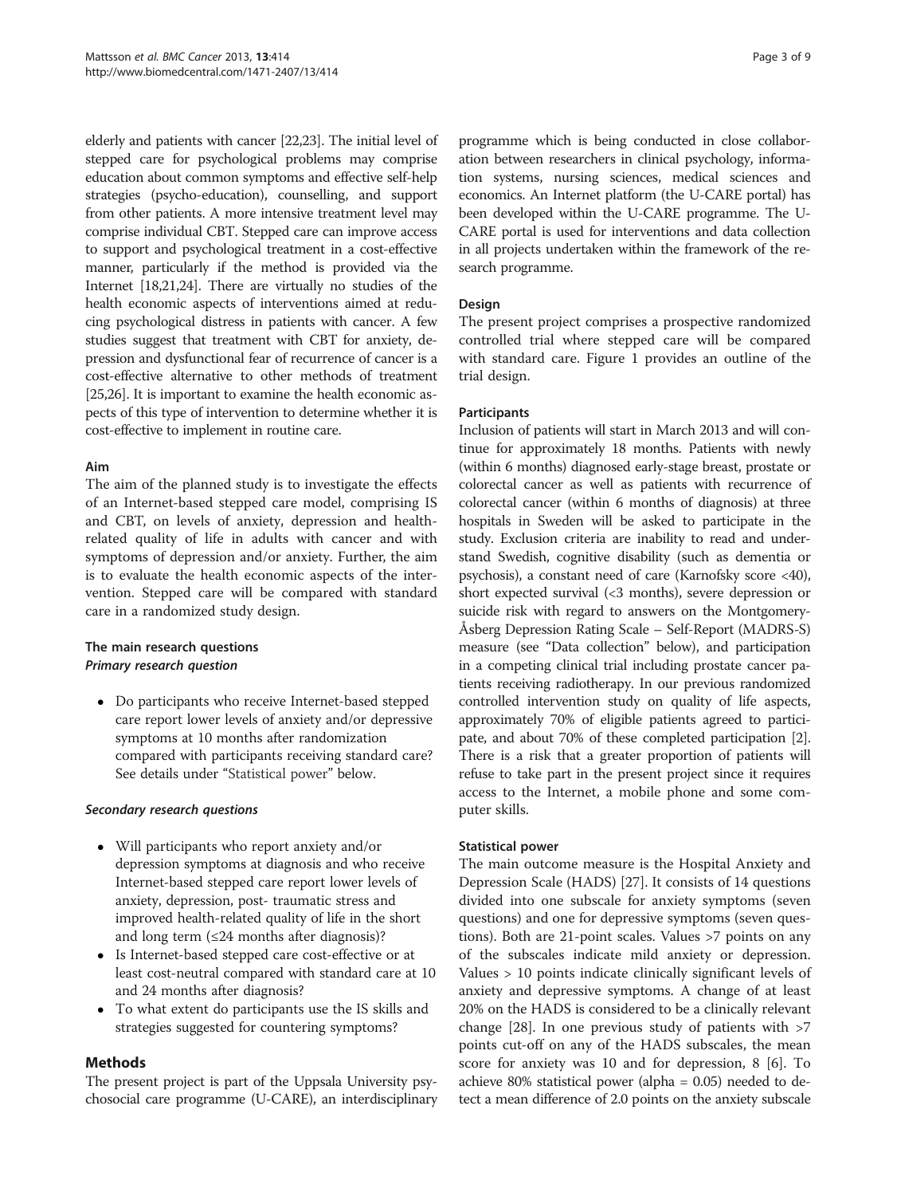elderly and patients with cancer [22,23]. The initial level of stepped care for psychological problems may comprise education about common symptoms and effective self-help strategies (psycho-education), counselling, and support from other patients. A more intensive treatment level may comprise individual CBT. Stepped care can improve access to support and psychological treatment in a cost-effective manner, particularly if the method is provided via the Internet [18,21,24]. There are virtually no studies of the health economic aspects of interventions aimed at reducing psychological distress in patients with cancer. A few studies suggest that treatment with CBT for anxiety, depression and dysfunctional fear of recurrence of cancer is a cost-effective alternative to other methods of treatment [25,26]. It is important to examine the health economic aspects of this type of intervention to determine whether it is cost-effective to implement in routine care.

### Aim

The aim of the planned study is to investigate the effects of an Internet-based stepped care model, comprising IS and CBT, on levels of anxiety, depression and health-related quality of life in adults with cancer and with symptoms of depression and/or anxiety. Further, the aim is to evaluate the health economic aspects of the intervention. Stepped care will be compared with standard care in a randomized study design.

### The main research questions

#### *Primary research question*

- Do participants who receive Internet-based stepped care report lower levels of anxiety and/or depressive symptoms at 10 months after randomization compared with participants receiving standard care? See details under "Statistical power" below.

#### *Secondary research questions*

- Will participants who report anxiety and/or depression symptoms at diagnosis and who receive Internet-based stepped care report lower levels of anxiety, depression, post- traumatic stress and improved health-related quality of life in the short and long term (≤24 months after diagnosis)?
- Is Internet-based stepped care cost-effective or at least cost-neutral compared with standard care at 10 and 24 months after diagnosis?
- To what extent do participants use the IS skills and strategies suggested for countering symptoms?

## Methods

The present project is part of the Uppsala University psychosocial care programme (U-CARE), an interdisciplinary programme which is being conducted in close collaboration between researchers in clinical psychology, information systems, nursing sciences, medical sciences and economics. An Internet platform (the U-CARE portal) has been developed within the U-CARE programme. The U-CARE portal is used for interventions and data collection in all projects undertaken within the framework of the research programme.

### Design

The present project comprises a prospective randomized controlled trial where stepped care will be compared with standard care. Figure 1 provides an outline of the trial design.

### Participants

Inclusion of patients will start in March 2013 and will continue for approximately 18 months. Patients with newly (within 6 months) diagnosed early-stage breast, prostate or colorectal cancer as well as patients with recurrence of colorectal cancer (within 6 months of diagnosis) at three hospitals in Sweden will be asked to participate in the study. Exclusion criteria are inability to read and understand Swedish, cognitive disability (such as dementia or psychosis), a constant need of care (Karnofsky score <40), short expected survival (<3 months), severe depression or suicide risk with regard to answers on the Montgomery-Åsberg Depression Rating Scale – Self-Report (MADRS-S) measure (see "Data collection" below), and participation in a competing clinical trial including prostate cancer patients receiving radiotherapy. In our previous randomized controlled intervention study on quality of life aspects, approximately 70% of eligible patients agreed to participate, and about 70% of these completed participation [2]. There is a risk that a greater proportion of patients will refuse to take part in the present project since it requires access to the Internet, a mobile phone and some computer skills.

### Statistical power

The main outcome measure is the Hospital Anxiety and Depression Scale (HADS) [27]. It consists of 14 questions divided into one subscale for anxiety symptoms (seven questions) and one for depressive symptoms (seven questions). Both are 21-point scales. Values >7 points on any of the subscales indicate mild anxiety or depression. Values > 10 points indicate clinically significant levels of anxiety and depressive symptoms. A change of at least 20% on the HADS is considered to be a clinically relevant change [28]. In one previous study of patients with >7 points cut-off on any of the HADS subscales, the mean score for anxiety was 10 and for depression, 8 [6]. To achieve 80% statistical power (alpha = 0.05) needed to detect a mean difference of 2.0 points on the anxiety subscale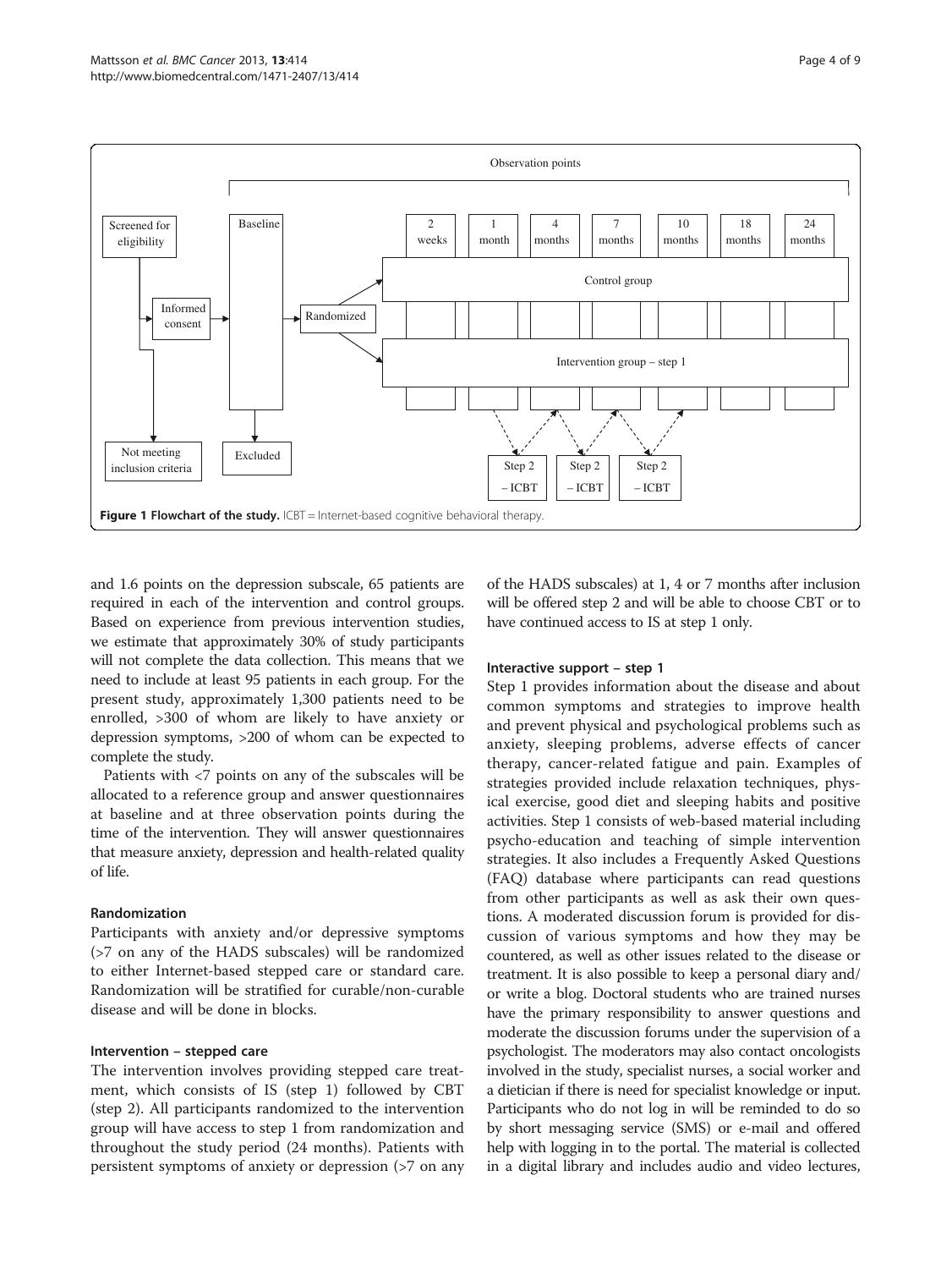Figure 1 Flowchart of the study. ICBT = Internet-based cognitive behavioral therapy.

and 1.6 points on the depression subscale, 65 patients are required in each of the intervention and control groups. Based on experience from previous intervention studies, we estimate that approximately 30% of study participants will not complete the data collection. This means that we need to include at least 95 patients in each group. For the present study, approximately 1,300 patients need to be enrolled, >300 of whom are likely to have anxiety or depression symptoms, >200 of whom can be expected to complete the study.

Patients with <7 points on any of the subscales will be allocated to a reference group and answer questionnaires at baseline and at three observation points during the time of the intervention. They will answer questionnaires that measure anxiety, depression and health-related quality of life.

### Randomization

Participants with anxiety and/or depressive symptoms (>7 on any of the HADS subscales) will be randomized to either Internet-based stepped care or standard care. Randomization will be stratified for curable/non-curable disease and will be done in blocks.

### Intervention – stepped care

The intervention involves providing stepped care treatment, which consists of IS (step 1) followed by CBT (step 2). All participants randomized to the intervention group will have access to step 1 from randomization and throughout the study period (24 months). Patients with persistent symptoms of anxiety or depression (>7 on any of the HADS subscales) at 1, 4 or 7 months after inclusion will be offered step 2 and will be able to choose CBT or to have continued access to IS at step 1 only.

### Interactive support – step 1

Step 1 provides information about the disease and about common symptoms and strategies to improve health and prevent physical and psychological problems such as anxiety, sleeping problems, adverse effects of cancer therapy, cancer-related fatigue and pain. Examples of strategies provided include relaxation techniques, physical exercise, good diet and sleeping habits and positive activities. Step 1 consists of web-based material including psycho-education and teaching of simple intervention strategies. It also includes a Frequently Asked Questions (FAQ) database where participants can read questions from other participants as well as ask their own questions. A moderated discussion forum is provided for discussion of various symptoms and how they may be countered, as well as other issues related to the disease or treatment. It is also possible to keep a personal diary and/or write a blog. Doctoral students who are trained nurses have the primary responsibility to answer questions and moderate the discussion forums under the supervision of a psychologist. The moderators may also contact oncologists involved in the study, specialist nurses, a social worker and a dietician if there is need for specialist knowledge or input. Participants who do not log in will be reminded to do so by short messaging service (SMS) or e-mail and offered help with logging in to the portal. The material is collected in a digital library and includes audio and video lectures,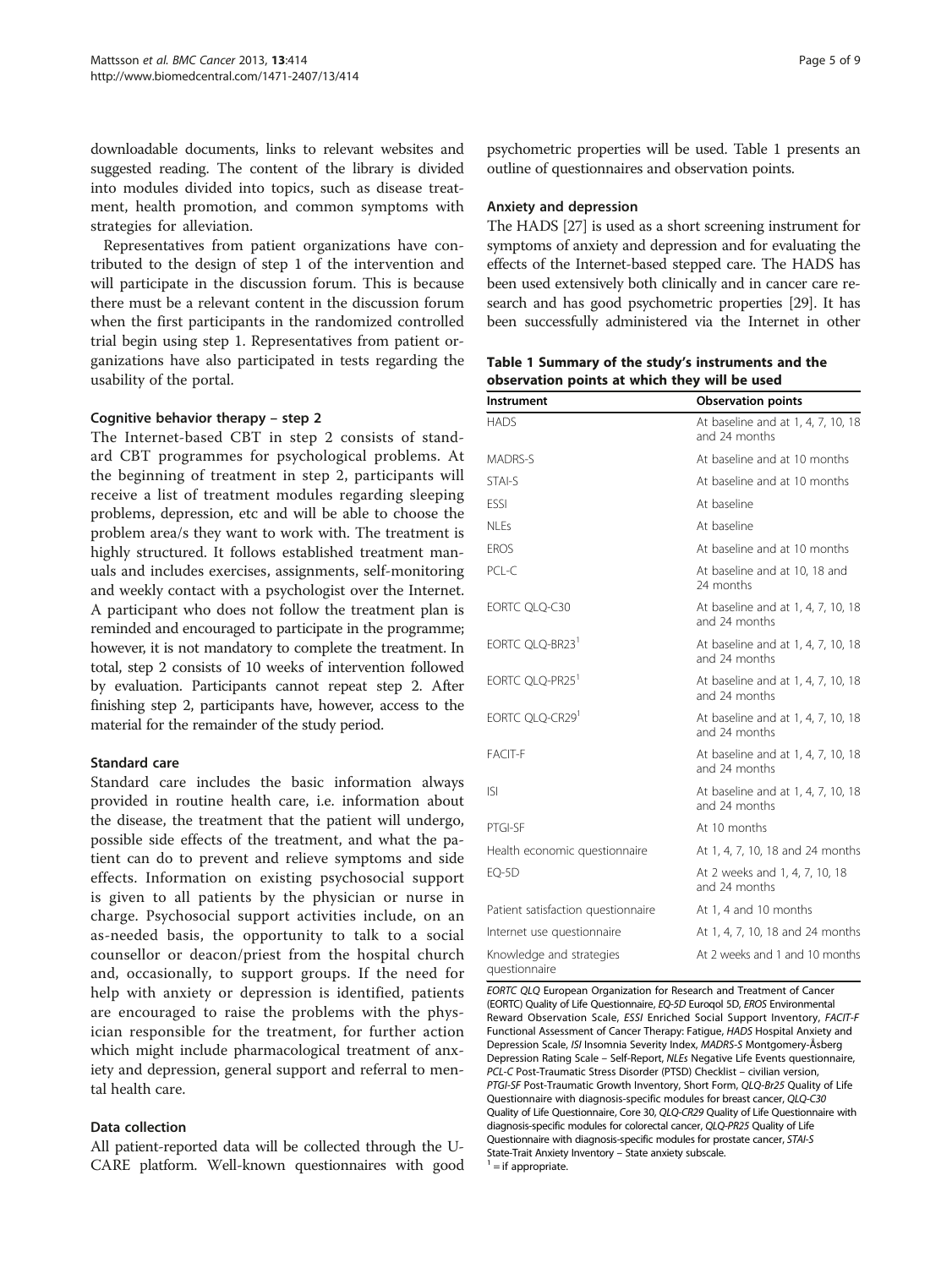downloadable documents, links to relevant websites and suggested reading. The content of the library is divided into modules divided into topics, such as disease treatment, health promotion, and common symptoms with strategies for alleviation.

Representatives from patient organizations have contributed to the design of step 1 of the intervention and will participate in the discussion forum. This is because there must be a relevant content in the discussion forum when the first participants in the randomized controlled trial begin using step 1. Representatives from patient organizations have also participated in tests regarding the usability of the portal.

### Cognitive behavior therapy – step 2

The Internet-based CBT in step 2 consists of standard CBT programmes for psychological problems. At the beginning of treatment in step 2, participants will receive a list of treatment modules regarding sleeping problems, depression, etc and will be able to choose the problem area/s they want to work with. The treatment is highly structured. It follows established treatment manuals and includes exercises, assignments, self-monitoring and weekly contact with a psychologist over the Internet. A participant who does not follow the treatment plan is reminded and encouraged to participate in the programme; however, it is not mandatory to complete the treatment. In total, step 2 consists of 10 weeks of intervention followed by evaluation. Participants cannot repeat step 2. After finishing step 2, participants have, however, access to the material for the remainder of the study period.

### Standard care

Standard care includes the basic information always provided in routine health care, i.e. information about the disease, the treatment that the patient will undergo, possible side effects of the treatment, and what the patient can do to prevent and relieve symptoms and side effects. Information on existing psychosocial support is given to all patients by the physician or nurse in charge. Psychosocial support activities include, on an as-needed basis, the opportunity to talk to a social counsellor or deacon/priest from the hospital church and, occasionally, to support groups. If the need for help with anxiety or depression is identified, patients are encouraged to raise the problems with the physician responsible for the treatment, for further action which might include pharmacological treatment of anxiety and depression, general support and referral to mental health care.

### Data collection

All patient-reported data will be collected through the U-CARE platform. Well-known questionnaires with good psychometric properties will be used. Table 1 presents an outline of questionnaires and observation points.

### Anxiety and depression

The HADS [27] is used as a short screening instrument for symptoms of anxiety and depression and for evaluating the effects of the Internet-based stepped care. The HADS has been used extensively both clinically and in cancer care research and has good psychometric properties [29]. It has been successfully administered via the Internet in other

**Table 1 Summary of the study's instruments and the observation points at which they will be used**

| Instrument | Observation points |
|---|---|
| HADS | At baseline and at 1, 4, 7, 10, 18 and 24 months |
| MADRS-S | At baseline and at 10 months |
| STAI-S | At baseline and at 10 months |
| ESSI | At baseline |
| NLEs | At baseline |
| EROS | At baseline and at 10 months |
| PCL-C | At baseline and at 10, 18 and 24 months |
| EORTC QLQ-C30 | At baseline and at 1, 4, 7, 10, 18 and 24 months |
| EORTC QLQ-BR23[1] | At baseline and at 1, 4, 7, 10, 18 and 24 months |
| EORTC QLQ-PR25[1] | At baseline and at 1, 4, 7, 10, 18 and 24 months |
| EORTC QLQ-CR29[1] | At baseline and at 1, 4, 7, 10, 18 and 24 months |
| FACIT-F | At baseline and at 1, 4, 7, 10, 18 and 24 months |
| ISI | At baseline and at 1, 4, 7, 10, 18 and 24 months |
| PTGI-SF | At 10 months |
| Health economic questionnaire | At 1, 4, 7, 10, 18 and 24 months |
| EQ-5D | At 2 weeks and 1, 4, 7, 10, 18 and 24 months |
| Patient satisfaction questionnaire | At 1, 4 and 10 months |
| Internet use questionnaire | At 1, 4, 7, 10, 18 and 24 months |
| Knowledge and strategies questionnaire | At 2 weeks and 1 and 10 months |

*EORTC QLQ* European Organization for Research and Treatment of Cancer (EORTC) Quality of Life Questionnaire, *EQ-5D* Euroqol 5D, *EROS* Environmental Reward Observation Scale, *ESSI* Enriched Social Support Inventory, *FACIT-F* Functional Assessment of Cancer Therapy: Fatigue, *HADS* Hospital Anxiety and Depression Scale, *ISI* Insomnia Severity Index, *MADRS-S* Montgomery-Åsberg Depression Rating Scale – Self-Report, *NLEs* Negative Life Events questionnaire, *PCL-C* Post-Traumatic Stress Disorder (PTSD) Checklist – civilian version, *PTGI-SF* Post-Traumatic Growth Inventory, Short Form, *QLQ-Br25* Quality of Life Questionnaire with diagnosis-specific modules for breast cancer, *QLQ-C30* Quality of Life Questionnaire, Core 30, *QLQ-CR29* Quality of Life Questionnaire with diagnosis-specific modules for colorectal cancer, *QLQ-PR25* Quality of Life Questionnaire with diagnosis-specific modules for prostate cancer, *STAI-S* State-Trait Anxiety Inventory – State anxiety subscale.
[1] = if appropriate.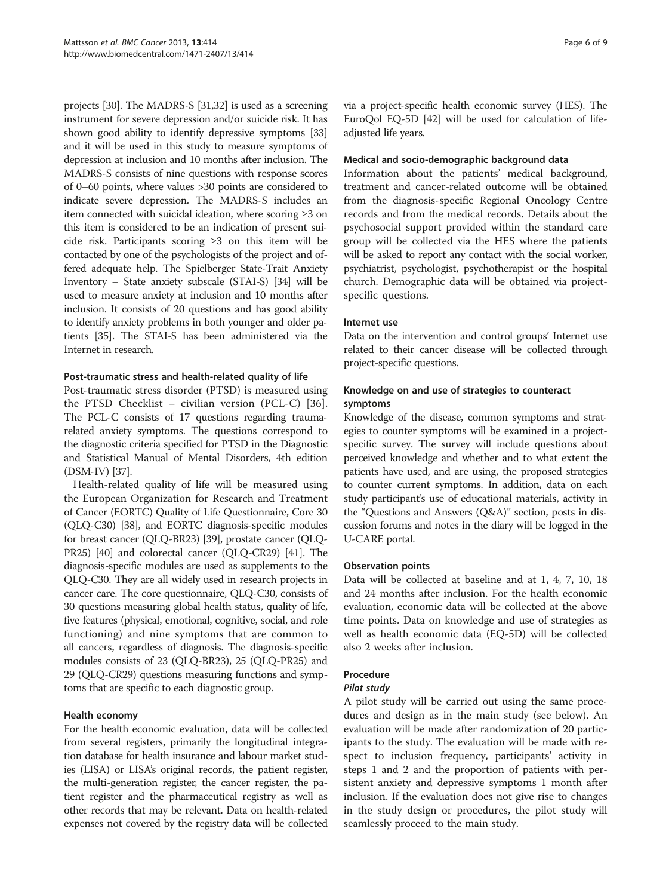projects [30]. The MADRS-S [31,32] is used as a screening instrument for severe depression and/or suicide risk. It has shown good ability to identify depressive symptoms [33] and it will be used in this study to measure symptoms of depression at inclusion and 10 months after inclusion. The MADRS-S consists of nine questions with response scores of 0–60 points, where values >30 points are considered to indicate severe depression. The MADRS-S includes an item connected with suicidal ideation, where scoring ≥3 on this item is considered to be an indication of present suicide risk. Participants scoring ≥3 on this item will be contacted by one of the psychologists of the project and offered adequate help. The Spielberger State-Trait Anxiety Inventory – State anxiety subscale (STAI-S) [34] will be used to measure anxiety at inclusion and 10 months after inclusion. It consists of 20 questions and has good ability to identify anxiety problems in both younger and older patients [35]. The STAI-S has been administered via the Internet in research.

#### Post-traumatic stress and health-related quality of life

Post-traumatic stress disorder (PTSD) is measured using the PTSD Checklist – civilian version (PCL-C) [36]. The PCL-C consists of 17 questions regarding trauma-related anxiety symptoms. The questions correspond to the diagnostic criteria specified for PTSD in the Diagnostic and Statistical Manual of Mental Disorders, 4th edition (DSM-IV) [37].

Health-related quality of life will be measured using the European Organization for Research and Treatment of Cancer (EORTC) Quality of Life Questionnaire, Core 30 (QLQ-C30) [38], and EORTC diagnosis-specific modules for breast cancer (QLQ-BR23) [39], prostate cancer (QLQ-PR25) [40] and colorectal cancer (QLQ-CR29) [41]. The diagnosis-specific modules are used as supplements to the QLQ-C30. They are all widely used in research projects in cancer care. The core questionnaire, QLQ-C30, consists of 30 questions measuring global health status, quality of life, five features (physical, emotional, cognitive, social, and role functioning) and nine symptoms that are common to all cancers, regardless of diagnosis. The diagnosis-specific modules consists of 23 (QLQ-BR23), 25 (QLQ-PR25) and 29 (QLQ-CR29) questions measuring functions and symptoms that are specific to each diagnostic group.

#### Health economy

For the health economic evaluation, data will be collected from several registers, primarily the longitudinal integration database for health insurance and labour market studies (LISA) or LISA's original records, the patient register, the multi-generation register, the cancer register, the patient register and the pharmaceutical registry as well as other records that may be relevant. Data on health-related expenses not covered by the registry data will be collected via a project-specific health economic survey (HES). The EuroQol EQ-5D [42] will be used for calculation of life-adjusted life years.

#### Medical and socio-demographic background data

Information about the patients' medical background, treatment and cancer-related outcome will be obtained from the diagnosis-specific Regional Oncology Centre records and from the medical records. Details about the psychosocial support provided within the standard care group will be collected via the HES where the patients will be asked to report any contact with the social worker, psychiatrist, psychologist, psychotherapist or the hospital church. Demographic data will be obtained via project-specific questions.

#### Internet use

Data on the intervention and control groups' Internet use related to their cancer disease will be collected through project-specific questions.

#### Knowledge on and use of strategies to counteract symptoms

Knowledge of the disease, common symptoms and strategies to counter symptoms will be examined in a project-specific survey. The survey will include questions about perceived knowledge and whether and to what extent the patients have used, and are using, the proposed strategies to counter current symptoms. In addition, data on each study participant's use of educational materials, activity in the "Questions and Answers (Q&A)" section, posts in discussion forums and notes in the diary will be logged in the U-CARE portal.

#### Observation points

Data will be collected at baseline and at 1, 4, 7, 10, 18 and 24 months after inclusion. For the health economic evaluation, economic data will be collected at the above time points. Data on knowledge and use of strategies as well as health economic data (EQ-5D) will be collected also 2 weeks after inclusion.

### Procedure

#### *Pilot study*

A pilot study will be carried out using the same procedures and design as in the main study (see below). An evaluation will be made after randomization of 20 participants to the study. The evaluation will be made with respect to inclusion frequency, participants' activity in steps 1 and 2 and the proportion of patients with persistent anxiety and depressive symptoms 1 month after inclusion. If the evaluation does not give rise to changes in the study design or procedures, the pilot study will seamlessly proceed to the main study.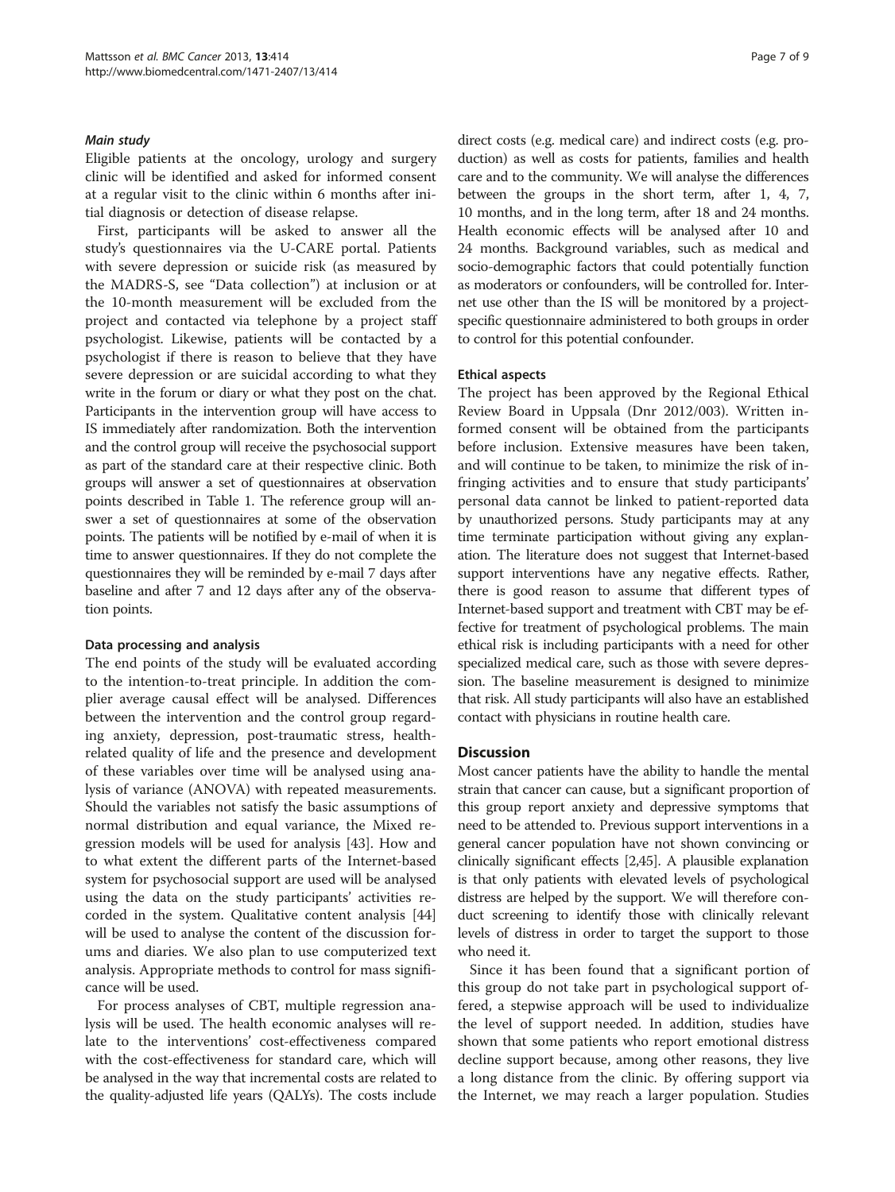#### *Main study*

Eligible patients at the oncology, urology and surgery clinic will be identified and asked for informed consent at a regular visit to the clinic within 6 months after initial diagnosis or detection of disease relapse.

First, participants will be asked to answer all the study's questionnaires via the U-CARE portal. Patients with severe depression or suicide risk (as measured by the MADRS-S, see "Data collection") at inclusion or at the 10-month measurement will be excluded from the project and contacted via telephone by a project staff psychologist. Likewise, patients will be contacted by a psychologist if there is reason to believe that they have severe depression or are suicidal according to what they write in the forum or diary or what they post on the chat. Participants in the intervention group will have access to IS immediately after randomization. Both the intervention and the control group will receive the psychosocial support as part of the standard care at their respective clinic. Both groups will answer a set of questionnaires at observation points described in Table 1. The reference group will answer a set of questionnaires at some of the observation points. The patients will be notified by e-mail of when it is time to answer questionnaires. If they do not complete the questionnaires they will be reminded by e-mail 7 days after baseline and after 7 and 12 days after any of the observation points.

### Data processing and analysis

The end points of the study will be evaluated according to the intention-to-treat principle. In addition the complier average causal effect will be analysed. Differences between the intervention and the control group regarding anxiety, depression, post-traumatic stress, health-related quality of life and the presence and development of these variables over time will be analysed using analysis of variance (ANOVA) with repeated measurements. Should the variables not satisfy the basic assumptions of normal distribution and equal variance, the Mixed regression models will be used for analysis [43]. How and to what extent the different parts of the Internet-based system for psychosocial support are used will be analysed using the data on the study participants' activities recorded in the system. Qualitative content analysis [44] will be used to analyse the content of the discussion forums and diaries. We also plan to use computerized text analysis. Appropriate methods to control for mass significance will be used.

For process analyses of CBT, multiple regression analysis will be used. The health economic analyses will relate to the interventions' cost-effectiveness compared with the cost-effectiveness for standard care, which will be analysed in the way that incremental costs are related to the quality-adjusted life years (QALYs). The costs include direct costs (e.g. medical care) and indirect costs (e.g. production) as well as costs for patients, families and health care and to the community. We will analyse the differences between the groups in the short term, after 1, 4, 7, 10 months, and in the long term, after 18 and 24 months. Health economic effects will be analysed after 10 and 24 months. Background variables, such as medical and socio-demographic factors that could potentially function as moderators or confounders, will be controlled for. Internet use other than the IS will be monitored by a project-specific questionnaire administered to both groups in order to control for this potential confounder.

### Ethical aspects

The project has been approved by the Regional Ethical Review Board in Uppsala (Dnr 2012/003). Written informed consent will be obtained from the participants before inclusion. Extensive measures have been taken, and will continue to be taken, to minimize the risk of infringing activities and to ensure that study participants' personal data cannot be linked to patient-reported data by unauthorized persons. Study participants may at any time terminate participation without giving any explanation. The literature does not suggest that Internet-based support interventions have any negative effects. Rather, there is good reason to assume that different types of Internet-based support and treatment with CBT may be effective for treatment of psychological problems. The main ethical risk is including participants with a need for other specialized medical care, such as those with severe depression. The baseline measurement is designed to minimize that risk. All study participants will also have an established contact with physicians in routine health care.

## Discussion

Most cancer patients have the ability to handle the mental strain that cancer can cause, but a significant proportion of this group report anxiety and depressive symptoms that need to be attended to. Previous support interventions in a general cancer population have not shown convincing or clinically significant effects [2,45]. A plausible explanation is that only patients with elevated levels of psychological distress are helped by the support. We will therefore conduct screening to identify those with clinically relevant levels of distress in order to target the support to those who need it.

Since it has been found that a significant portion of this group do not take part in psychological support offered, a stepwise approach will be used to individualize the level of support needed. In addition, studies have shown that some patients who report emotional distress decline support because, among other reasons, they live a long distance from the clinic. By offering support via the Internet, we may reach a larger population. Studies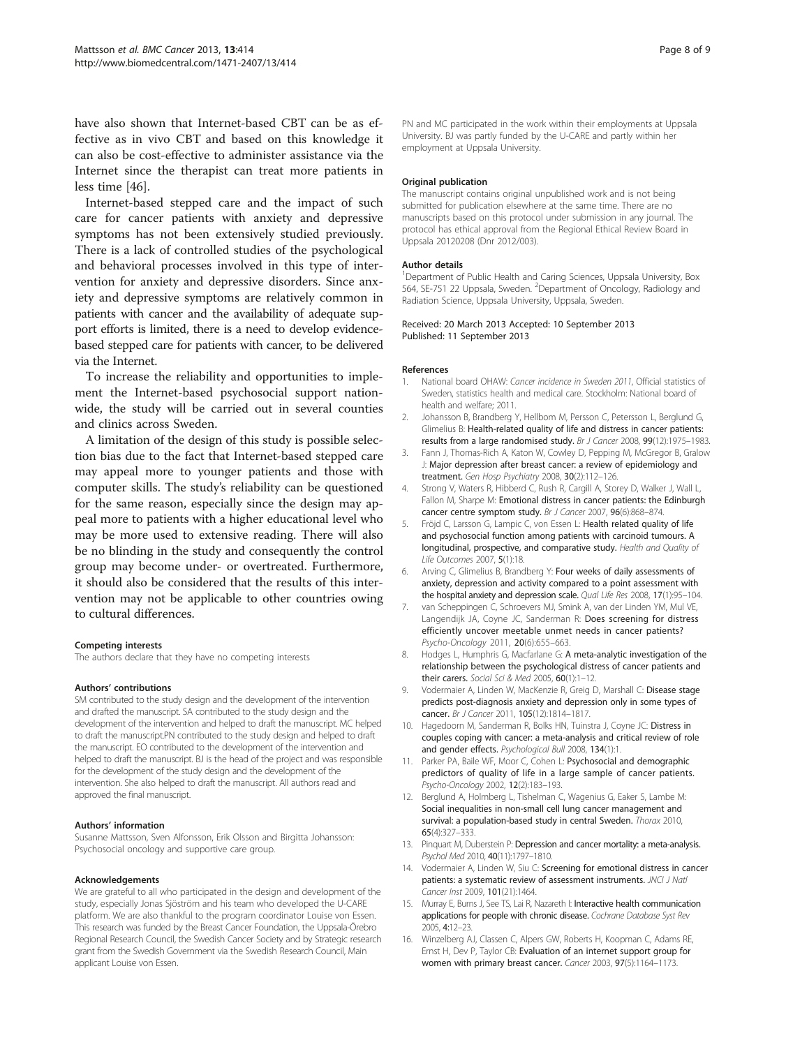have also shown that Internet-based CBT can be as effective as in vivo CBT and based on this knowledge it can also be cost-effective to administer assistance via the Internet since the therapist can treat more patients in less time [46].

Internet-based stepped care and the impact of such care for cancer patients with anxiety and depressive symptoms has not been extensively studied previously. There is a lack of controlled studies of the psychological and behavioral processes involved in this type of intervention for anxiety and depressive disorders. Since anxiety and depressive symptoms are relatively common in patients with cancer and the availability of adequate support efforts is limited, there is a need to develop evidence-based stepped care for patients with cancer, to be delivered via the Internet.

To increase the reliability and opportunities to implement the Internet-based psychosocial support nationwide, the study will be carried out in several counties and clinics across Sweden.

A limitation of the design of this study is possible selection bias due to the fact that Internet-based stepped care may appeal more to younger patients and those with computer skills. The study's reliability can be questioned for the same reason, especially since the design may appeal more to patients with a higher educational level who may be more used to extensive reading. There will also be no blinding in the study and consequently the control group may become under- or overtreated. Furthermore, it should also be considered that the results of this intervention may not be applicable to other countries owing to cultural differences.

#### Competing interests

The authors declare that they have no competing interests

#### Authors' contributions

SM contributed to the study design and the development of the intervention and drafted the manuscript. SA contributed to the study design and the development of the intervention and helped to draft the manuscript. MC helped to draft the manuscript.PN contributed to the study design and helped to draft the manuscript. EO contributed to the development of the intervention and helped to draft the manuscript. BJ is the head of the project and was responsible for the development of the study design and the development of the intervention. She also helped to draft the manuscript. All authors read and approved the final manuscript.

#### Authors' information

Susanne Mattsson, Sven Alfonsson, Erik Olsson and Birgitta Johansson: Psychosocial oncology and supportive care group.

#### Acknowledgements

We are grateful to all who participated in the design and development of the study, especially Jonas Sjöström and his team who developed the U-CARE platform. We are also thankful to the program coordinator Louise von Essen. This research was funded by the Breast Cancer Foundation, the Uppsala-Örebro Regional Research Council, the Swedish Cancer Society and by Strategic research grant from the Swedish Government via the Swedish Research Council, Main applicant Louise von Essen.

PN and MC participated in the work within their employments at Uppsala University. BJ was partly funded by the U-CARE and partly within her employment at Uppsala University.

#### Original publication

The manuscript contains original unpublished work and is not being submitted for publication elsewhere at the same time. There are no manuscripts based on this protocol under submission in any journal. The protocol has ethical approval from the Regional Ethical Review Board in Uppsala 20120208 (Dnr 2012/003).

#### Author details

[1]Department of Public Health and Caring Sciences, Uppsala University, Box 564, SE-751 22 Uppsala, Sweden. [2]Department of Oncology, Radiology and Radiation Science, Uppsala University, Uppsala, Sweden.

Received: 20 March 2013 Accepted: 10 September 2013
Published: 11 September 2013

#### References

1. National board OHAW: *Cancer incidence in Sweden 2011*, Official statistics of Sweden, statistics health and medical care. Stockholm: National board of health and welfare; 2011.
2. Johansson B, Brandberg Y, Hellbom M, Persson C, Petersson L, Berglund G, Glimelius B: **Health-related quality of life and distress in cancer patients: results from a large randomised study.** *Br J Cancer* 2008, **99**(12):1975–1983.
3. Fann J, Thomas-Rich A, Katon W, Cowley D, Pepping M, McGregor B, Gralow J: **Major depression after breast cancer: a review of epidemiology and treatment.** *Gen Hosp Psychiatry* 2008, **30**(2):112–126.
4. Strong V, Waters R, Hibberd C, Rush R, Cargill A, Storey D, Walker J, Wall L, Fallon M, Sharpe M: **Emotional distress in cancer patients: the Edinburgh cancer centre symptom study.** *Br J Cancer* 2007, **96**(6):868–874.
5. Fröjd C, Larsson G, Lampic C, von Essen L: **Health related quality of life and psychosocial function among patients with carcinoid tumours. A longitudinal, prospective, and comparative study.** *Health and Quality of Life Outcomes* 2007, **5**(1):18.
6. Arving C, Glimelius B, Brandberg Y: **Four weeks of daily assessments of anxiety, depression and activity compared to a point assessment with the hospital anxiety and depression scale.** *Qual Life Res* 2008, **17**(1):95–104.
7. van Scheppingen C, Schroevers MJ, Smink A, van der Linden YM, Mul VE, Langendijk JA, Coyne JC, Sanderman R: **Does screening for distress efficiently uncover meetable unmet needs in cancer patients?** *Psycho-Oncology* 2011, **20**(6):655–663.
8. Hodges L, Humphris G, Macfarlane G: **A meta-analytic investigation of the relationship between the psychological distress of cancer patients and their carers.** *Social Sci & Med* 2005, **60**(1):1–12.
9. Vodermaier A, Linden W, MacKenzie R, Greig D, Marshall C: **Disease stage predicts post-diagnosis anxiety and depression only in some types of cancer.** *Br J Cancer* 2011, **105**(12):1814–1817.
10. Hagedoorn M, Sanderman R, Bolks HN, Tuinstra J, Coyne JC: **Distress in couples coping with cancer: a meta-analysis and critical review of role and gender effects.** *Psychological Bull* 2008, **134**(1):1.
11. Parker PA, Baile WF, Moor C, Cohen L: **Psychosocial and demographic predictors of quality of life in a large sample of cancer patients.** *Psycho-Oncology* 2002, **12**(2):183–193.
12. Berglund A, Holmberg L, Tishelman C, Wagenius G, Eaker S, Lambe M: **Social inequalities in non-small cell lung cancer management and survival: a population-based study in central Sweden.** *Thorax* 2010, **65**(4):327–333.
13. Pinquart M, Duberstein P: **Depression and cancer mortality: a meta-analysis.** *Psychol Med* 2010, **40**(11):1797–1810.
14. Vodermaier A, Linden W, Siu C: **Screening for emotional distress in cancer patients: a systematic review of assessment instruments.** *JNCI J Natl Cancer Inst* 2009, **101**(21):1464.
15. Murray E, Burns J, See TS, Lai R, Nazareth I: **Interactive health communication applications for people with chronic disease.** *Cochrane Database Syst Rev* 2005, **4**:12–23.
16. Winzelberg AJ, Classen C, Alpers GW, Roberts H, Koopman C, Adams RE, Ernst H, Dev P, Taylor CB: **Evaluation of an internet support group for women with primary breast cancer.** *Cancer* 2003, **97**(5):1164–1173.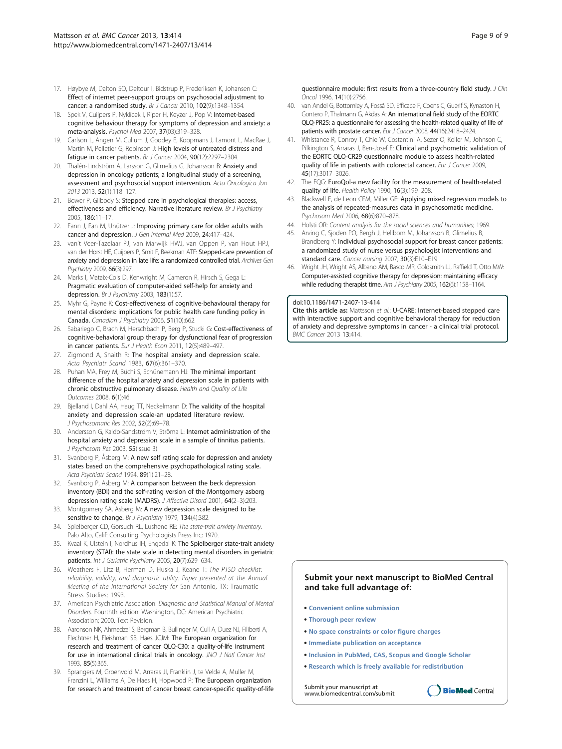17. Høybye M, Dalton SO, Deltour I, Bidstrup P, Frederiksen K, Johansen C: **Effect of internet peer-support groups on psychosocial adjustment to cancer: a randomised study.** *Br J Cancer* 2010, **102**(9):1348–1354.
18. Spek V, Cuijpers P, Nyklícek I, Riper H, Keyzer J, Pop V: **Internet-based cognitive behaviour therapy for symptoms of depression and anxiety: a meta-analysis.** *Psychol Med* 2007, **37**(03):319–328.
19. Carlson L, Angen M, Cullum J, Goodey E, Koopmans J, Lamont L, MacRae J, Martin M, Pelletier G, Robinson J: **High levels of untreated distress and fatigue in cancer patients.** *Br J Cancer* 2004, **90**(12):2297–2304.
20. Thalén-Lindström A, Larsson G, Glimelius G, Johansson B: **Anxiety and depression in oncology patients; a longitudinal study of a screening, assessment and psychosocial support intervention.** *Acta Oncologica Jan 2013* 2013, **52**(1):118–127.
21. Bower P, Gilbody S: **Stepped care in psychological therapies: access, effectiveness and efficiency. Narrative literature review.** *Br J Psychiatry* 2005, **186**:11–17.
22. Fann J, Fan M, Unützer J: **Improving primary care for older adults with cancer and depression.** *J Gen Internal Med* 2009, **24**:417–424.
23. van't Veer-Tazelaar PJ, van Marwijk HWJ, van Oppen P, van Hout HPJ, van der Horst HE, Cuijpers P, Smit F, Beekman ATF: **Stepped-care prevention of anxiety and depression in late life: a randomized controlled trial.** *Archives Gen Psychiatry* 2009, **66**(3):297.
24. Marks I, Mataix-Cols D, Kenwright M, Cameron R, Hirsch S, Gega L: **Pragmatic evaluation of computer-aided self-help for anxiety and depression.** *Br J Psychiatry* 2003, **183**(1):57.
25. Myhr G, Payne K: **Cost-effectiveness of cognitive-behavioural therapy for mental disorders: implications for public health care funding policy in Canada.** *Canadian J Psychiatry* 2006, **51**(10):662.
26. Sabariego C, Brach M, Herschbach P, Berg P, Stucki G: **Cost-effectiveness of cognitive-behavioral group therapy for dysfunctional fear of progression in cancer patients.** *Eur J Health Econ* 2011, **12**(5):489–497.
27. Zigmond A, Snaith R: **The hospital anxiety and depression scale.** *Acta Psychiatr Scand* 1983, **67**(6):361–370.
28. Puhan MA, Frey M, Büchi S, Schünemann HJ: **The minimal important difference of the hospital anxiety and depression scale in patients with chronic obstructive pulmonary disease.** *Health and Quality of Life Outcomes* 2008, **6**(1):46.
29. Bjelland I, Dahl AA, Haug TT, Neckelmann D: **The validity of the hospital anxiety and depression scale-an updated literature review.** *J Psychosomatic Res* 2002, **52**(2):69–78.
30. Andersson G, Kaldo-Sandström V, Ströma L: **Internet administration of the hospital anxiety and depression scale in a sample of tinnitus patients.** *J Psychosom Res* 2003, **55**(Issue 3).
31. Svanborg P, Åsberg M: **A new self rating scale for depression and anxiety states based on the comprehensive psychopathological rating scale.** *Acta Psychiatr Scand* 1994, **89**(1):21–28.
32. Svanborg P, Asberg M: **A comparison between the beck depression inventory (BDI) and the self-rating version of the Montgomery asberg depression rating scale (MADRS).** *J Affective Disord* 2001, **64**(2–3):203.
33. Montgomery SA, Asberg M: **A new depression scale designed to be sensitive to change.** *Br J Psychiatry* 1979, **134**(4):382.
34. Spielberger CD, Gorsuch RL, Lushene RE: *The state-trait anxiety inventory.* Palo Alto, Calif: Consulting Psychologists Press Inc; 1970.
35. Kvaal K, Ulstein I, Nordhus IH, Engedal K: **The Spielberger state-trait anxiety inventory (STAI): the state scale in detecting mental disorders in geriatric patients.** *Int J Geriatric Psychiatry* 2005, **20**(7):629–634.
36. Weathers F, Litz B, Herman D, Huska J, Keane T: *The PTSD checklist: reliability, validity, and diagnostic utility. Paper presented at the Annual Meeting of the International Society for* San Antonio, TX: Traumatic Stress Studies; 1993.
37. American Psychiatric Association: *Diagnostic and Statistical Manual of Mental Disorders.* Fourthth edition. Washington, DC: American Psychiatric Association; 2000. Text Revision.
38. Aaronson NK, Ahmedzai S, Bergman B, Bullinger M, Cull A, Duez NJ, Filiberti A, Flechtner H, Fleishman SB, Haes JCJM: **The European organization for research and treatment of cancer QLQ-C30: a quality-of-life instrument for use in international clinical trials in oncology.** *JNCI J Natl Cancer Inst* 1993, **85**(5):365.
39. Sprangers M, Groenvold M, Arraras JI, Franklin J, te Velde A, Muller M, Franzini L, Williams A, De Haes H, Hopwood P: **The European organization for research and treatment of cancer breast cancer-specific quality-of-life questionnaire module: first results from a three-country field study.** *J Clin Oncol* 1996, **14**(10):2756.
40. van Andel G, Bottomley A, Fosså SD, Efficace F, Coens C, Guerif S, Kynaston H, Gontero P, Thalmann G, Akdas A: **An international field study of the EORTC QLQ-PR25: a questionnaire for assessing the health-related quality of life of patients with prostate cancer.** *Eur J Cancer* 2008, **44**(16):2418–2424.
41. Whistance R, Conroy T, Chie W, Costantini A, Sezer O, Koller M, Johnson C, Pilkington S, Arraras J, Ben-Josef E: **Clinical and psychometric validation of the EORTC QLQ-CR29 questionnaire module to assess health-related quality of life in patients with colorectal cancer.** *Eur J Cancer* 2009, **45**(17):3017–3026.
42. The EQG: **EuroQol-a new facility for the measurement of health-related quality of life.** *Health Policy* 1990, **16**(3):199–208.
43. Blackwell E, de Leon CFM, Miller GE: **Applying mixed regression models to the analysis of repeated-measures data in psychosomatic medicine.** *Psychosom Med* 2006, **68**(6):870–878.
44. Holsti OR: *Content analysis for the social sciences and humanities*; 1969.
45. Arving C, Sjoden PO, Bergh J, Hellbom M, Johansson B, Glimelius B, Brandberg Y: **Individual psychosocial support for breast cancer patients: a randomized study of nurse versus psychologist interventions and standard care.** *Cancer nursing* 2007, **30**(3):E10–E19.
46. Wright JH, Wright AS, Albano AM, Basco MR, Goldsmith LJ, Raffield T, Otto MW: **Computer-assisted cognitive therapy for depression: maintaining efficacy while reducing therapist time.** *Am J Psychiatry* 2005, **162**(6):1158–1164.

doi:10.1186/1471-2407-13-414

**Cite this article as:** Mattsson *et al.*: U-CARE: Internet-based stepped care with interactive support and cognitive behavioral therapy for reduction of anxiety and depressive symptoms in cancer - a clinical trial protocol. *BMC Cancer* 2013 **13**:414.

**Submit your next manuscript to BioMed Central and take full advantage of:**

- **Convenient online submission**
- **Thorough peer review**
- **No space constraints or color figure charges**
- **Immediate publication on acceptance**
- **Inclusion in PubMed, CAS, Scopus and Google Scholar**
- **Research which is freely available for redistribution**

Submit your manuscript at www.biomedcentral.com/submit

BioMed Central